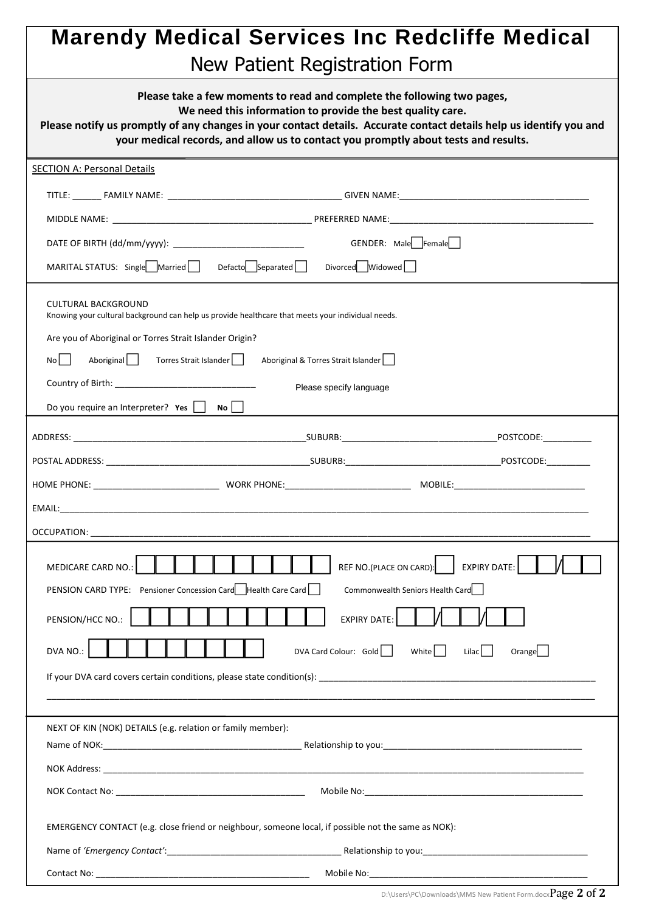# Marendy Medical Services Inc Redcliffe Medical

## New Patient Registration Form

**Please take a few moments to read and complete the following two pages,**
**We need this information to provide the best quality care.**
**Please notify us promptly of any changes in your contact details. Accurate contact details help us identify you and your medical records, and allow us to contact you promptly about tests and results.**

SECTION A: Personal Details

TITLE: ______ FAMILY NAME: ___________________________________ GIVEN NAME:______________________________________

MIDDLE NAME: ________________________________________ PREFERRED NAME:__________________________________________

DATE OF BIRTH (dd/mm/yyyy): __________________________ GENDER: Male ☐ Female ☐

MARITAL STATUS: Single ☐ Married ☐ Defacto ☐ Separated ☐ Divorced ☐ Widowed ☐

CULTURAL BACKGROUND
Knowing your cultural background can help us provide healthcare that meets your individual needs.

Are you of Aboriginal or Torres Strait Islander Origin?

No ☐ Aboriginal ☐ Torres Strait Islander ☐ Aboriginal & Torres Strait Islander ☐

Country of Birth: ____________________________ Please specify language

Do you require an Interpreter? **Yes** ☐ **No** ☐

ADDRESS: _______________________________________________SUBURB:______________________________POSTCODE:__________

POSTAL ADDRESS: _________________________________________SUBURB:______________________________POSTCODE:_________

HOME PHONE: _________________________ WORK PHONE:_________________________ MOBILE:___________________________

EMAIL:________________________________________________________________________________________________________

OCCUPATION: __________________________________________________________________________________________________

MEDICARE CARD NO.: ☐☐☐☐☐☐☐☐☐☐ REF NO.(PLACE ON CARD): ☐ EXPIRY DATE: ☐☐/☐☐

PENSION CARD TYPE: Pensioner Concession Card ☐ Health Care Card ☐ Commonwealth Seniors Health Card ☐

PENSION/HCC NO.: ☐☐☐☐☐☐☐☐☐☐ EXPIRY DATE: ☐☐/☐☐/☐☐

DVA NO.: ☐☐☐☐☐☐☐☐☐ DVA Card Colour: Gold ☐ White ☐ Lilac ☐ Orange ☐

If your DVA card covers certain conditions, please state condition(s): _______________________________________________________

______________________________________________________________________________________________________________

NEXT OF KIN (NOK) DETAILS (e.g. relation or family member):

Name of NOK:________________________________________ Relationship to you:__________________________________________

NOK Address: _________________________________________________________________________________________________

NOK Contact No: ______________________________________ Mobile No:_____________________________________________

EMERGENCY CONTACT (e.g. close friend or neighbour, someone local, if possible not the same as NOK):

Name of *'Emergency Contact'*:___________________________________ Relationship to you:__________________________________

Contact No: ___________________________________________ Mobile No:_____________________________________________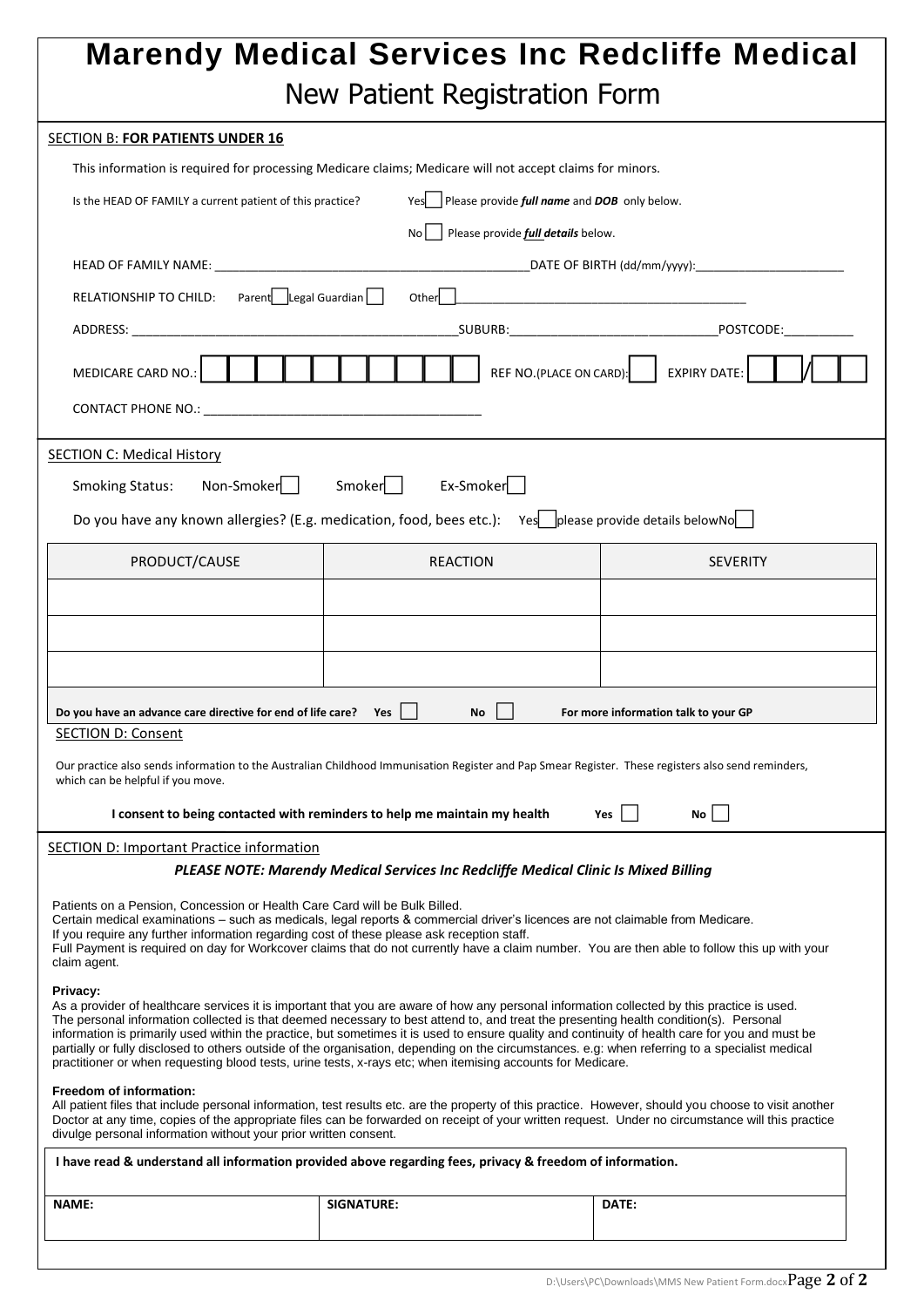# Marendy Medical Services Inc Redcliffe Medical

## New Patient Registration Form

SECTION B: **FOR PATIENTS UNDER 16**

This information is required for processing Medicare claims; Medicare will not accept claims for minors.

Is the HEAD OF FAMILY a current patient of this practice? Yes ☐ Please provide ***full name*** and ***DOB*** only below.

No ☐ Please provide ***full details*** below.

HEAD OF FAMILY NAME: _______________________________________________DATE OF BIRTH (dd/mm/yyyy):_______________________

RELATIONSHIP TO CHILD: Parent ☐ Legal Guardian ☐ Other ☐ _______________________________________________

ADDRESS: _________________________________________________SUBURB:______________________________POSTCODE:__________

MEDICARE CARD NO.: ☐☐☐☐☐☐☐☐☐☐ REF NO.(PLACE ON CARD): ☐ EXPIRY DATE: ☐☐/☐☐

CONTACT PHONE NO.: _________________________________________

SECTION C: Medical History

Smoking Status: Non-Smoker ☐ Smoker ☐ Ex-Smoker ☐

Do you have any known allergies? (E.g. medication, food, bees etc.): Yes ☐ please provide details below No ☐

| PRODUCT/CAUSE | REACTION | SEVERITY |
|---|---|---|
| | | |
| | | |
| | | |

**Do you have an advance care directive for end of life care? Yes** ☐ **No** ☐ **For more information talk to your GP**

SECTION D: Consent

Our practice also sends information to the Australian Childhood Immunisation Register and Pap Smear Register. These registers also send reminders, which can be helpful if you move.

**I consent to being contacted with reminders to help me maintain my health Yes** ☐ **No** ☐

SECTION D: Important Practice information

***PLEASE NOTE: Marendy Medical Services Inc Redcliffe Medical Clinic Is Mixed Billing***

Patients on a Pension, Concession or Health Care Card will be Bulk Billed.
Certain medical examinations – such as medicals, legal reports & commercial driver's licences are not claimable from Medicare.
If you require any further information regarding cost of these please ask reception staff.
Full Payment is required on day for Workcover claims that do not currently have a claim number. You are then able to follow this up with your claim agent.

**Privacy:**
As a provider of healthcare services it is important that you are aware of how any personal information collected by this practice is used. The personal information collected is that deemed necessary to best attend to, and treat the presenting health condition(s). Personal information is primarily used within the practice, but sometimes it is used to ensure quality and continuity of health care for you and must be partially or fully disclosed to others outside of the organisation, depending on the circumstances. e.g: when referring to a specialist medical practitioner or when requesting blood tests, urine tests, x-rays etc; when itemising accounts for Medicare.

**Freedom of information:**
All patient files that include personal information, test results etc. are the property of this practice. However, should you choose to visit another Doctor at any time, copies of the appropriate files can be forwarded on receipt of your written request. Under no circumstance will this practice divulge personal information without your prior written consent.

**I have read & understand all information provided above regarding fees, privacy & freedom of information.**

| **NAME:** | **SIGNATURE:** | **DATE:** |
|---|---|---|
| | | |

D:\Users\PC\Downloads\MMS New Patient Form.docx